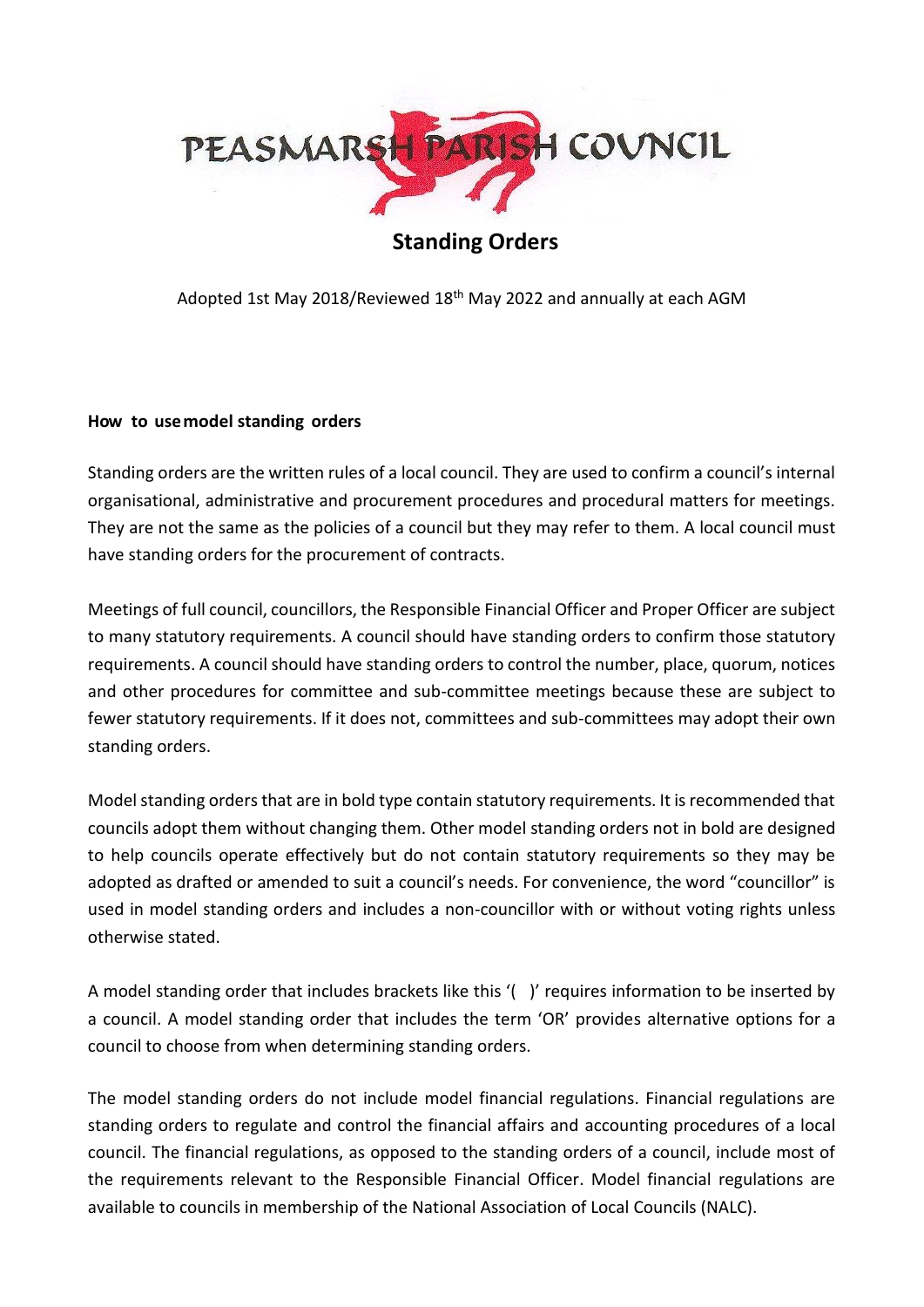PEASMARSH PARISH COUNCIL

# Standing Orders

Adopted 1st May 2018/Reviewed 18th May 2022 and annually at each AGM

**How to use model standing orders**

Standing orders are the written rules of a local council. They are used to confirm a council's internal organisational, administrative and procurement procedures and procedural matters for meetings. They are not the same as the policies of a council but they may refer to them. A local council must have standing orders for the procurement of contracts.

Meetings of full council, councillors, the Responsible Financial Officer and Proper Officer are subject to many statutory requirements. A council should have standing orders to confirm those statutory requirements. A council should have standing orders to control the number, place, quorum, notices and other procedures for committee and sub-committee meetings because these are subject to fewer statutory requirements. If it does not, committees and sub-committees may adopt their own standing orders.

Model standing orders that are in bold type contain statutory requirements. It is recommended that councils adopt them without changing them. Other model standing orders not in bold are designed to help councils operate effectively but do not contain statutory requirements so they may be adopted as drafted or amended to suit a council's needs. For convenience, the word "councillor" is used in model standing orders and includes a non-councillor with or without voting rights unless otherwise stated.

A model standing order that includes brackets like this '( )' requires information to be inserted by a council. A model standing order that includes the term 'OR' provides alternative options for a council to choose from when determining standing orders.

The model standing orders do not include model financial regulations. Financial regulations are standing orders to regulate and control the financial affairs and accounting procedures of a local council. The financial regulations, as opposed to the standing orders of a council, include most of the requirements relevant to the Responsible Financial Officer. Model financial regulations are available to councils in membership of the National Association of Local Councils (NALC).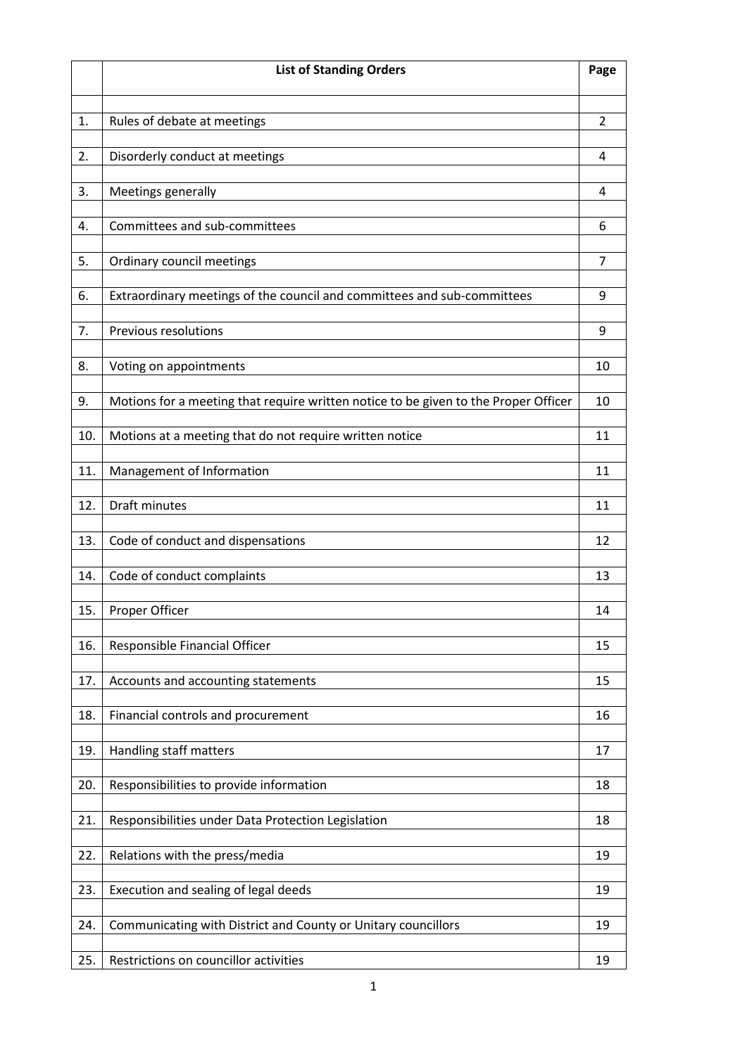|  | **List of Standing Orders** | **Page** |
|---|---|---|
| 1. | Rules of debate at meetings | 2 |
| 2. | Disorderly conduct at meetings | 4 |
| 3. | Meetings generally | 4 |
| 4. | Committees and sub-committees | 6 |
| 5. | Ordinary council meetings | 7 |
| 6. | Extraordinary meetings of the council and committees and sub-committees | 9 |
| 7. | Previous resolutions | 9 |
| 8. | Voting on appointments | 10 |
| 9. | Motions for a meeting that require written notice to be given to the Proper Officer | 10 |
| 10. | Motions at a meeting that do not require written notice | 11 |
| 11. | Management of Information | 11 |
| 12. | Draft minutes | 11 |
| 13. | Code of conduct and dispensations | 12 |
| 14. | Code of conduct complaints | 13 |
| 15. | Proper Officer | 14 |
| 16. | Responsible Financial Officer | 15 |
| 17. | Accounts and accounting statements | 15 |
| 18. | Financial controls and procurement | 16 |
| 19. | Handling staff matters | 17 |
| 20. | Responsibilities to provide information | 18 |
| 21. | Responsibilities under Data Protection Legislation | 18 |
| 22. | Relations with the press/media | 19 |
| 23. | Execution and sealing of legal deeds | 19 |
| 24. | Communicating with District and County or Unitary councillors | 19 |
| 25. | Restrictions on councillor activities | 19 |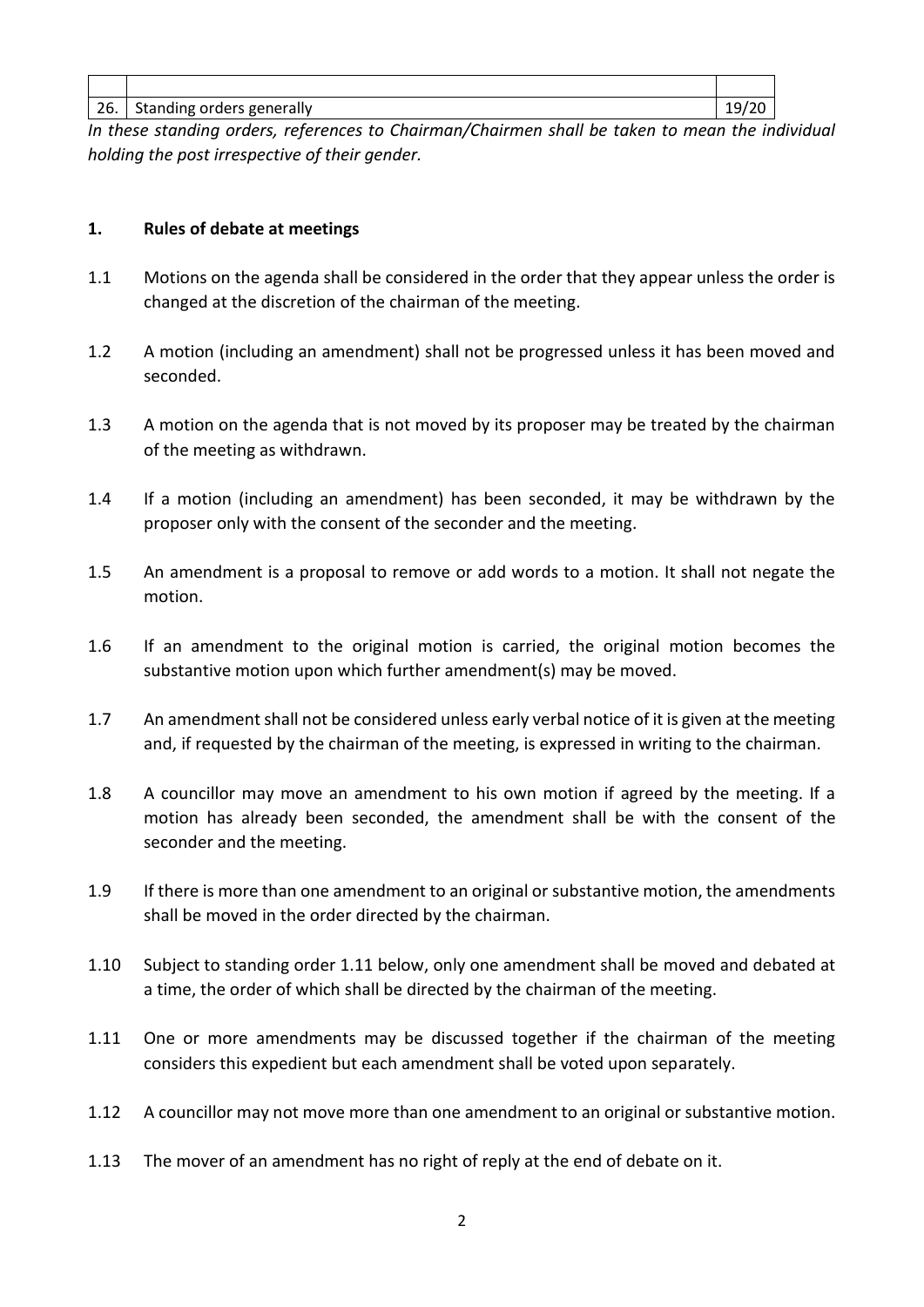| | | |
|---|---|---|
| 26. | Standing orders generally | 19/20 |

*In these standing orders, references to Chairman/Chairmen shall be taken to mean the individual holding the post irrespective of their gender.*

## 1. Rules of debate at meetings

1.1 Motions on the agenda shall be considered in the order that they appear unless the order is changed at the discretion of the chairman of the meeting.

1.2 A motion (including an amendment) shall not be progressed unless it has been moved and seconded.

1.3 A motion on the agenda that is not moved by its proposer may be treated by the chairman of the meeting as withdrawn.

1.4 If a motion (including an amendment) has been seconded, it may be withdrawn by the proposer only with the consent of the seconder and the meeting.

1.5 An amendment is a proposal to remove or add words to a motion. It shall not negate the motion.

1.6 If an amendment to the original motion is carried, the original motion becomes the substantive motion upon which further amendment(s) may be moved.

1.7 An amendment shall not be considered unless early verbal notice of it is given at the meeting and, if requested by the chairman of the meeting, is expressed in writing to the chairman.

1.8 A councillor may move an amendment to his own motion if agreed by the meeting. If a motion has already been seconded, the amendment shall be with the consent of the seconder and the meeting.

1.9 If there is more than one amendment to an original or substantive motion, the amendments shall be moved in the order directed by the chairman.

1.10 Subject to standing order 1.11 below, only one amendment shall be moved and debated at a time, the order of which shall be directed by the chairman of the meeting.

1.11 One or more amendments may be discussed together if the chairman of the meeting considers this expedient but each amendment shall be voted upon separately.

1.12 A councillor may not move more than one amendment to an original or substantive motion.

1.13 The mover of an amendment has no right of reply at the end of debate on it.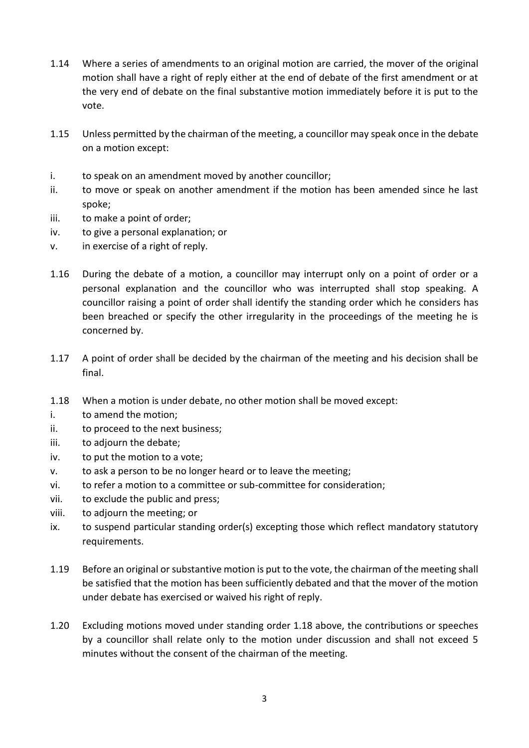1.14 Where a series of amendments to an original motion are carried, the mover of the original motion shall have a right of reply either at the end of debate of the first amendment or at the very end of debate on the final substantive motion immediately before it is put to the vote.

1.15 Unless permitted by the chairman of the meeting, a councillor may speak once in the debate on a motion except:

i. to speak on an amendment moved by another councillor;
ii. to move or speak on another amendment if the motion has been amended since he last spoke;
iii. to make a point of order;
iv. to give a personal explanation; or
v. in exercise of a right of reply.

1.16 During the debate of a motion, a councillor may interrupt only on a point of order or a personal explanation and the councillor who was interrupted shall stop speaking. A councillor raising a point of order shall identify the standing order which he considers has been breached or specify the other irregularity in the proceedings of the meeting he is concerned by.

1.17 A point of order shall be decided by the chairman of the meeting and his decision shall be final.

1.18 When a motion is under debate, no other motion shall be moved except:

i. to amend the motion;
ii. to proceed to the next business;
iii. to adjourn the debate;
iv. to put the motion to a vote;
v. to ask a person to be no longer heard or to leave the meeting;
vi. to refer a motion to a committee or sub-committee for consideration;
vii. to exclude the public and press;
viii. to adjourn the meeting; or
ix. to suspend particular standing order(s) excepting those which reflect mandatory statutory requirements.

1.19 Before an original or substantive motion is put to the vote, the chairman of the meeting shall be satisfied that the motion has been sufficiently debated and that the mover of the motion under debate has exercised or waived his right of reply.

1.20 Excluding motions moved under standing order 1.18 above, the contributions or speeches by a councillor shall relate only to the motion under discussion and shall not exceed 5 minutes without the consent of the chairman of the meeting.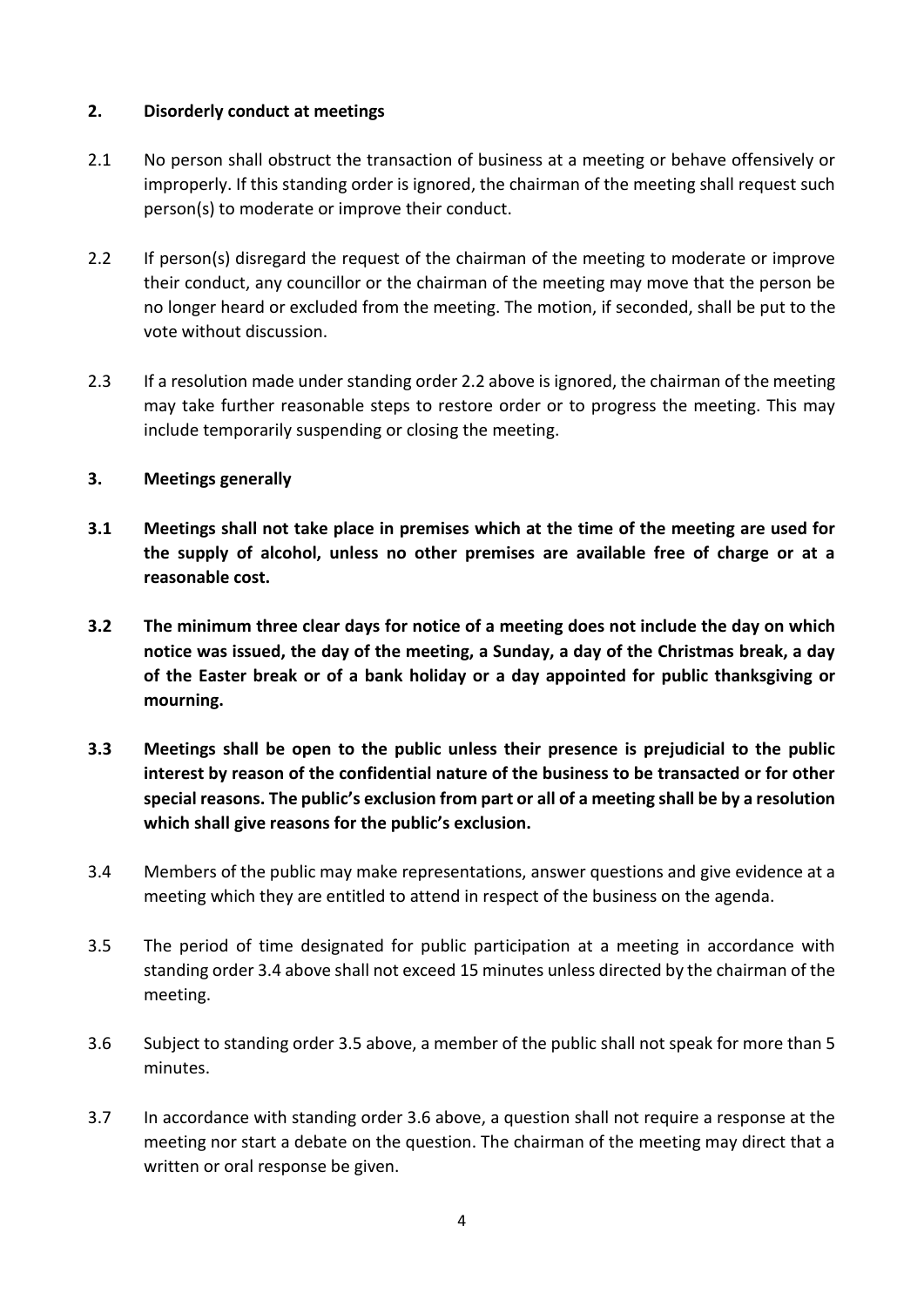## 2. Disorderly conduct at meetings

2.1 No person shall obstruct the transaction of business at a meeting or behave offensively or improperly. If this standing order is ignored, the chairman of the meeting shall request such person(s) to moderate or improve their conduct.

2.2 If person(s) disregard the request of the chairman of the meeting to moderate or improve their conduct, any councillor or the chairman of the meeting may move that the person be no longer heard or excluded from the meeting. The motion, if seconded, shall be put to the vote without discussion.

2.3 If a resolution made under standing order 2.2 above is ignored, the chairman of the meeting may take further reasonable steps to restore order or to progress the meeting. This may include temporarily suspending or closing the meeting.

## 3. Meetings generally

**3.1 Meetings shall not take place in premises which at the time of the meeting are used for the supply of alcohol, unless no other premises are available free of charge or at a reasonable cost.**

**3.2 The minimum three clear days for notice of a meeting does not include the day on which notice was issued, the day of the meeting, a Sunday, a day of the Christmas break, a day of the Easter break or of a bank holiday or a day appointed for public thanksgiving or mourning.**

**3.3 Meetings shall be open to the public unless their presence is prejudicial to the public interest by reason of the confidential nature of the business to be transacted or for other special reasons. The public's exclusion from part or all of a meeting shall be by a resolution which shall give reasons for the public's exclusion.**

3.4 Members of the public may make representations, answer questions and give evidence at a meeting which they are entitled to attend in respect of the business on the agenda.

3.5 The period of time designated for public participation at a meeting in accordance with standing order 3.4 above shall not exceed 15 minutes unless directed by the chairman of the meeting.

3.6 Subject to standing order 3.5 above, a member of the public shall not speak for more than 5 minutes.

3.7 In accordance with standing order 3.6 above, a question shall not require a response at the meeting nor start a debate on the question. The chairman of the meeting may direct that a written or oral response be given.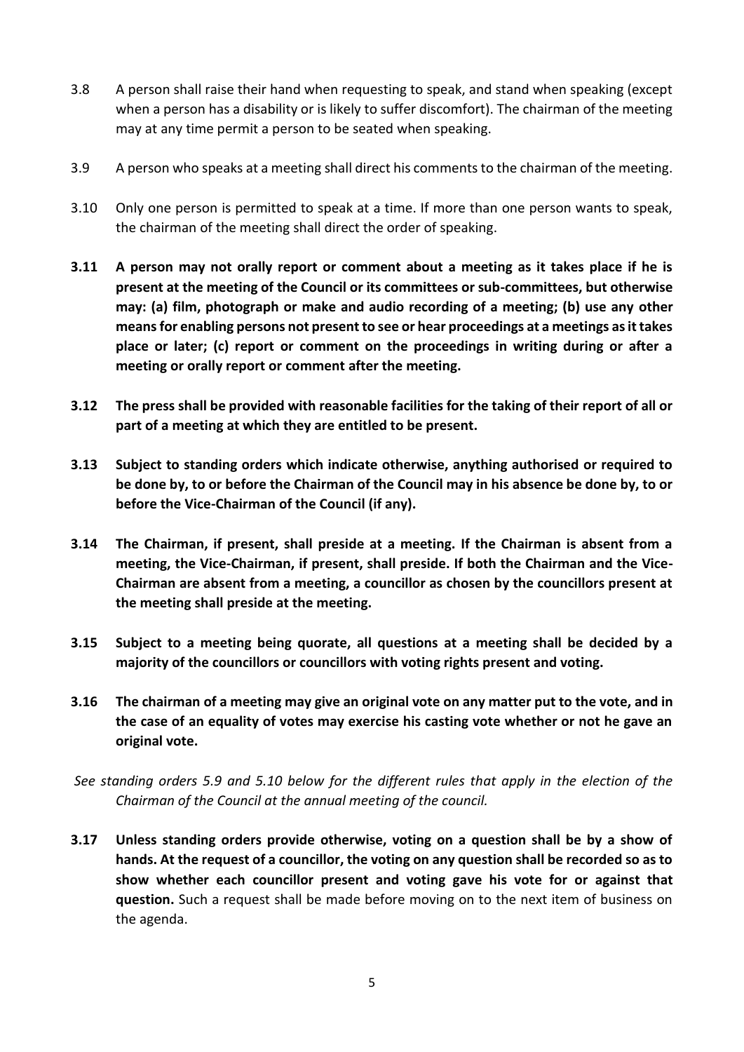3.8 A person shall raise their hand when requesting to speak, and stand when speaking (except when a person has a disability or is likely to suffer discomfort). The chairman of the meeting may at any time permit a person to be seated when speaking.

3.9 A person who speaks at a meeting shall direct his comments to the chairman of the meeting.

3.10 Only one person is permitted to speak at a time. If more than one person wants to speak, the chairman of the meeting shall direct the order of speaking.

**3.11 A person may not orally report or comment about a meeting as it takes place if he is present at the meeting of the Council or its committees or sub-committees, but otherwise may: (a) film, photograph or make and audio recording of a meeting; (b) use any other means for enabling persons not present to see or hear proceedings at a meetings as it takes place or later; (c) report or comment on the proceedings in writing during or after a meeting or orally report or comment after the meeting.**

**3.12 The press shall be provided with reasonable facilities for the taking of their report of all or part of a meeting at which they are entitled to be present.**

**3.13 Subject to standing orders which indicate otherwise, anything authorised or required to be done by, to or before the Chairman of the Council may in his absence be done by, to or before the Vice-Chairman of the Council (if any).**

**3.14 The Chairman, if present, shall preside at a meeting. If the Chairman is absent from a meeting, the Vice-Chairman, if present, shall preside. If both the Chairman and the Vice-Chairman are absent from a meeting, a councillor as chosen by the councillors present at the meeting shall preside at the meeting.**

**3.15 Subject to a meeting being quorate, all questions at a meeting shall be decided by a majority of the councillors or councillors with voting rights present and voting.**

**3.16 The chairman of a meeting may give an original vote on any matter put to the vote, and in the case of an equality of votes may exercise his casting vote whether or not he gave an original vote.**

*See standing orders 5.9 and 5.10 below for the different rules that apply in the election of the Chairman of the Council at the annual meeting of the council.*

**3.17 Unless standing orders provide otherwise, voting on a question shall be by a show of hands. At the request of a councillor, the voting on any question shall be recorded so as to show whether each councillor present and voting gave his vote for or against that question.** Such a request shall be made before moving on to the next item of business on the agenda.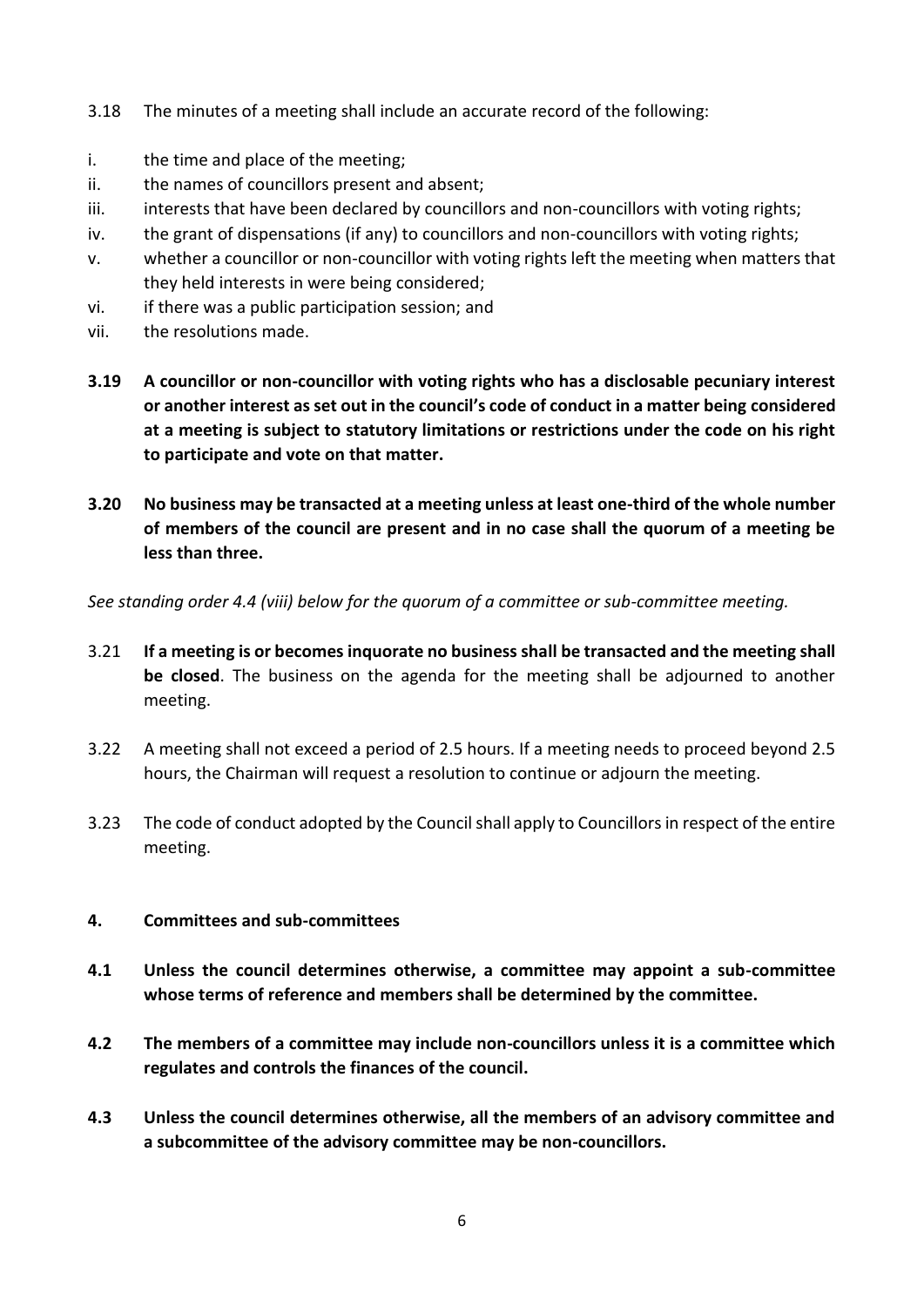3.18 The minutes of a meeting shall include an accurate record of the following:

i. the time and place of the meeting;
ii. the names of councillors present and absent;
iii. interests that have been declared by councillors and non-councillors with voting rights;
iv. the grant of dispensations (if any) to councillors and non-councillors with voting rights;
v. whether a councillor or non-councillor with voting rights left the meeting when matters that they held interests in were being considered;
vi. if there was a public participation session; and
vii. the resolutions made.

**3.19 A councillor or non-councillor with voting rights who has a disclosable pecuniary interest or another interest as set out in the council's code of conduct in a matter being considered at a meeting is subject to statutory limitations or restrictions under the code on his right to participate and vote on that matter.**

**3.20 No business may be transacted at a meeting unless at least one-third of the whole number of members of the council are present and in no case shall the quorum of a meeting be less than three.**

*See standing order 4.4 (viii) below for the quorum of a committee or sub-committee meeting.*

3.21 **If a meeting is or becomes inquorate no business shall be transacted and the meeting shall be closed**. The business on the agenda for the meeting shall be adjourned to another meeting.

3.22 A meeting shall not exceed a period of 2.5 hours. If a meeting needs to proceed beyond 2.5 hours, the Chairman will request a resolution to continue or adjourn the meeting.

3.23 The code of conduct adopted by the Council shall apply to Councillors in respect of the entire meeting.

## 4. Committees and sub-committees

**4.1 Unless the council determines otherwise, a committee may appoint a sub-committee whose terms of reference and members shall be determined by the committee.**

**4.2 The members of a committee may include non-councillors unless it is a committee which regulates and controls the finances of the council.**

**4.3 Unless the council determines otherwise, all the members of an advisory committee and a subcommittee of the advisory committee may be non-councillors.**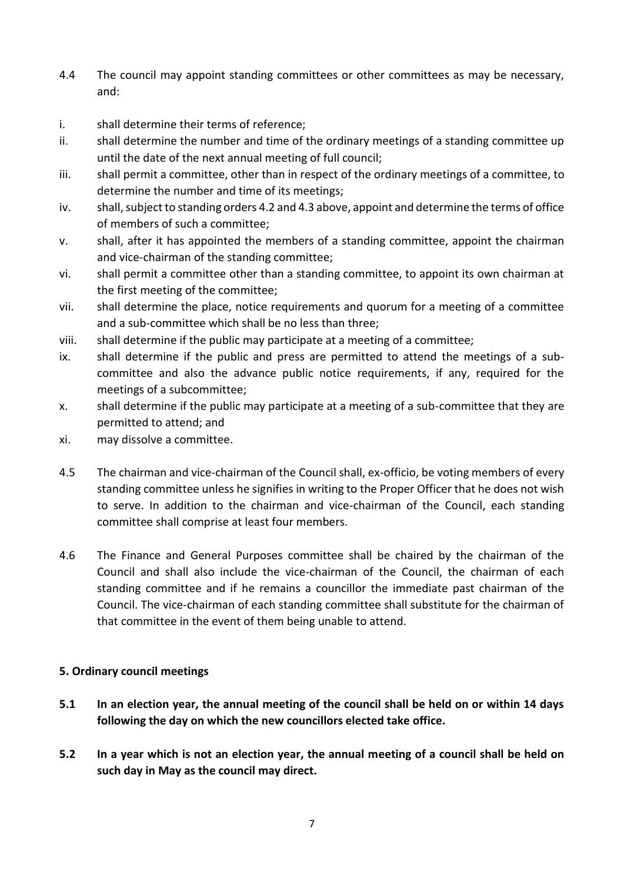4.4 The council may appoint standing committees or other committees as may be necessary, and:

i. shall determine their terms of reference;
ii. shall determine the number and time of the ordinary meetings of a standing committee up until the date of the next annual meeting of full council;
iii. shall permit a committee, other than in respect of the ordinary meetings of a committee, to determine the number and time of its meetings;
iv. shall, subject to standing orders 4.2 and 4.3 above, appoint and determine the terms of office of members of such a committee;
v. shall, after it has appointed the members of a standing committee, appoint the chairman and vice-chairman of the standing committee;
vi. shall permit a committee other than a standing committee, to appoint its own chairman at the first meeting of the committee;
vii. shall determine the place, notice requirements and quorum for a meeting of a committee and a sub-committee which shall be no less than three;
viii. shall determine if the public may participate at a meeting of a committee;
ix. shall determine if the public and press are permitted to attend the meetings of a sub-committee and also the advance public notice requirements, if any, required for the meetings of a subcommittee;
x. shall determine if the public may participate at a meeting of a sub-committee that they are permitted to attend; and
xi. may dissolve a committee.

4.5 The chairman and vice-chairman of the Council shall, ex-officio, be voting members of every standing committee unless he signifies in writing to the Proper Officer that he does not wish to serve. In addition to the chairman and vice-chairman of the Council, each standing committee shall comprise at least four members.

4.6 The Finance and General Purposes committee shall be chaired by the chairman of the Council and shall also include the vice-chairman of the Council, the chairman of each standing committee and if he remains a councillor the immediate past chairman of the Council. The vice-chairman of each standing committee shall substitute for the chairman of that committee in the event of them being unable to attend.

**5. Ordinary council meetings**

**5.1 In an election year, the annual meeting of the council shall be held on or within 14 days following the day on which the new councillors elected take office.**

**5.2 In a year which is not an election year, the annual meeting of a council shall be held on such day in May as the council may direct.**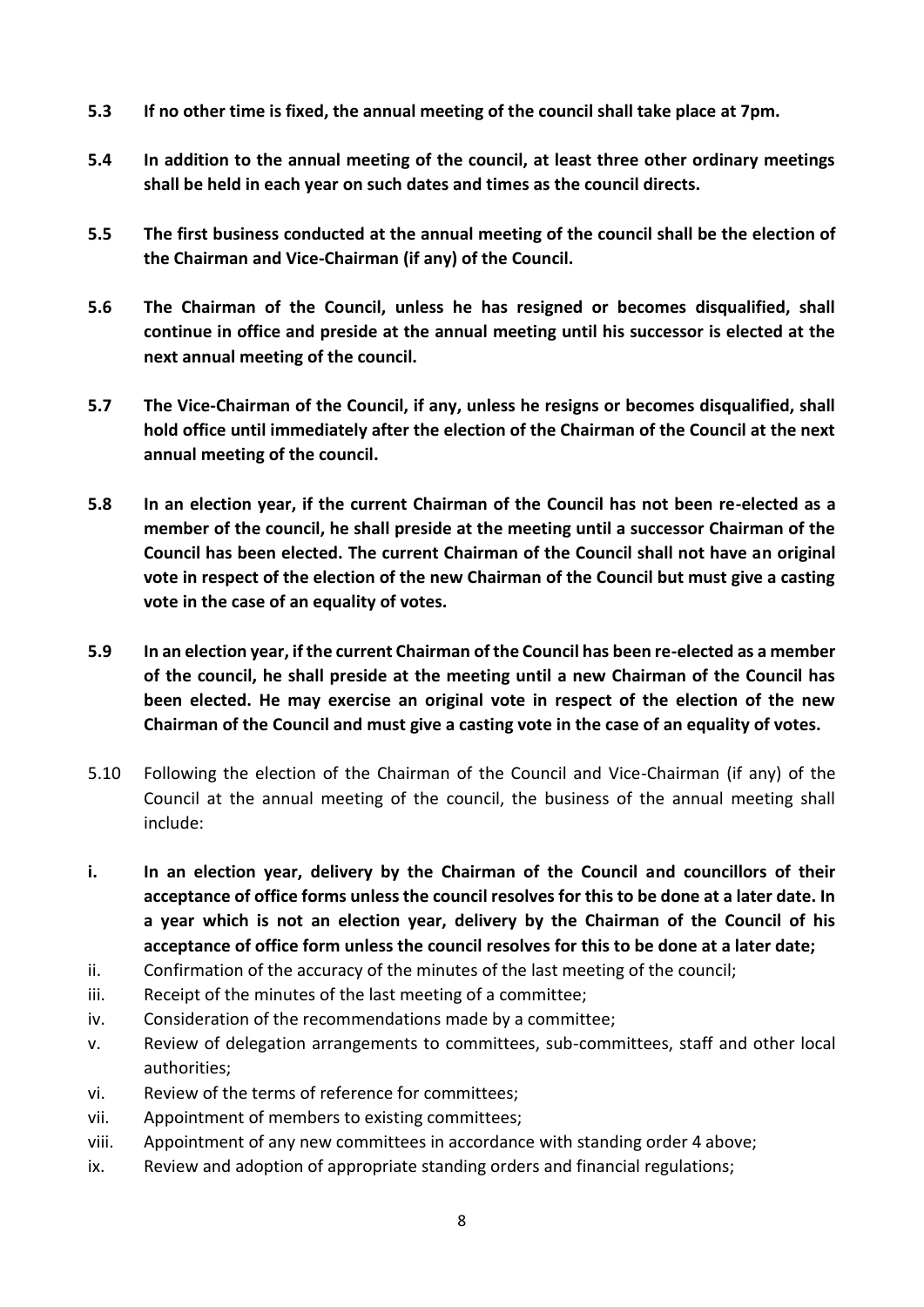**5.3 If no other time is fixed, the annual meeting of the council shall take place at 7pm.**

**5.4 In addition to the annual meeting of the council, at least three other ordinary meetings shall be held in each year on such dates and times as the council directs.**

**5.5 The first business conducted at the annual meeting of the council shall be the election of the Chairman and Vice-Chairman (if any) of the Council.**

**5.6 The Chairman of the Council, unless he has resigned or becomes disqualified, shall continue in office and preside at the annual meeting until his successor is elected at the next annual meeting of the council.**

**5.7 The Vice-Chairman of the Council, if any, unless he resigns or becomes disqualified, shall hold office until immediately after the election of the Chairman of the Council at the next annual meeting of the council.**

**5.8 In an election year, if the current Chairman of the Council has not been re-elected as a member of the council, he shall preside at the meeting until a successor Chairman of the Council has been elected. The current Chairman of the Council shall not have an original vote in respect of the election of the new Chairman of the Council but must give a casting vote in the case of an equality of votes.**

**5.9 In an election year, if the current Chairman of the Council has been re-elected as a member of the council, he shall preside at the meeting until a new Chairman of the Council has been elected. He may exercise an original vote in respect of the election of the new Chairman of the Council and must give a casting vote in the case of an equality of votes.**

5.10 Following the election of the Chairman of the Council and Vice-Chairman (if any) of the Council at the annual meeting of the council, the business of the annual meeting shall include:

i. **In an election year, delivery by the Chairman of the Council and councillors of their acceptance of office forms unless the council resolves for this to be done at a later date. In a year which is not an election year, delivery by the Chairman of the Council of his acceptance of office form unless the council resolves for this to be done at a later date;**
ii. Confirmation of the accuracy of the minutes of the last meeting of the council;
iii. Receipt of the minutes of the last meeting of a committee;
iv. Consideration of the recommendations made by a committee;
v. Review of delegation arrangements to committees, sub-committees, staff and other local authorities;
vi. Review of the terms of reference for committees;
vii. Appointment of members to existing committees;
viii. Appointment of any new committees in accordance with standing order 4 above;
ix. Review and adoption of appropriate standing orders and financial regulations;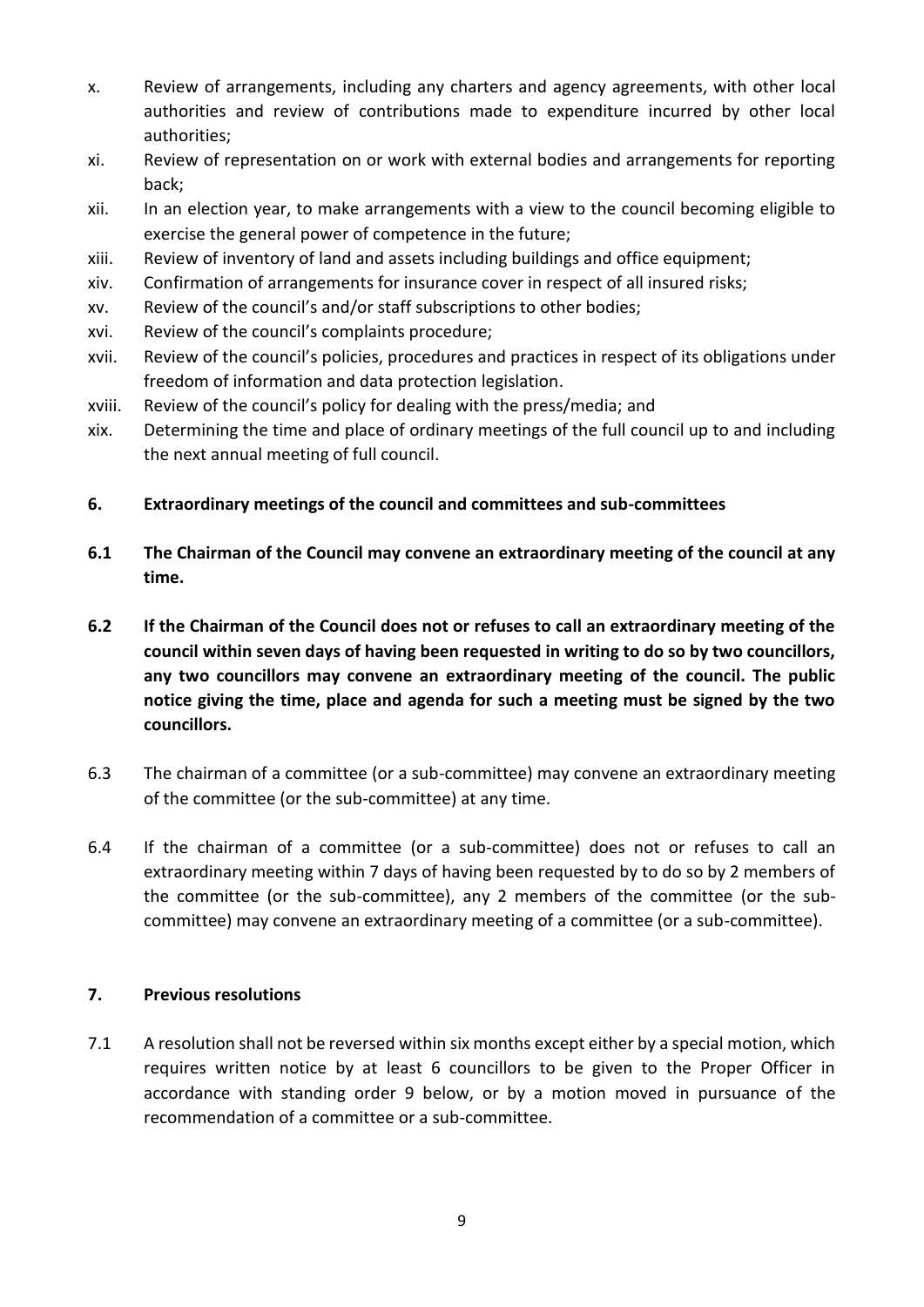x. Review of arrangements, including any charters and agency agreements, with other local authorities and review of contributions made to expenditure incurred by other local authorities;
xi. Review of representation on or work with external bodies and arrangements for reporting back;
xii. In an election year, to make arrangements with a view to the council becoming eligible to exercise the general power of competence in the future;
xiii. Review of inventory of land and assets including buildings and office equipment;
xiv. Confirmation of arrangements for insurance cover in respect of all insured risks;
xv. Review of the council's and/or staff subscriptions to other bodies;
xvi. Review of the council's complaints procedure;
xvii. Review of the council's policies, procedures and practices in respect of its obligations under freedom of information and data protection legislation.
xviii. Review of the council's policy for dealing with the press/media; and
xix. Determining the time and place of ordinary meetings of the full council up to and including the next annual meeting of full council.

## 6. Extraordinary meetings of the council and committees and sub-committees

**6.1 The Chairman of the Council may convene an extraordinary meeting of the council at any time.**

**6.2 If the Chairman of the Council does not or refuses to call an extraordinary meeting of the council within seven days of having been requested in writing to do so by two councillors, any two councillors may convene an extraordinary meeting of the council. The public notice giving the time, place and agenda for such a meeting must be signed by the two councillors.**

6.3 The chairman of a committee (or a sub-committee) may convene an extraordinary meeting of the committee (or the sub-committee) at any time.

6.4 If the chairman of a committee (or a sub-committee) does not or refuses to call an extraordinary meeting within 7 days of having been requested by to do so by 2 members of the committee (or the sub-committee), any 2 members of the committee (or the sub-committee) may convene an extraordinary meeting of a committee (or a sub-committee).

## 7. Previous resolutions

7.1 A resolution shall not be reversed within six months except either by a special motion, which requires written notice by at least 6 councillors to be given to the Proper Officer in accordance with standing order 9 below, or by a motion moved in pursuance of the recommendation of a committee or a sub-committee.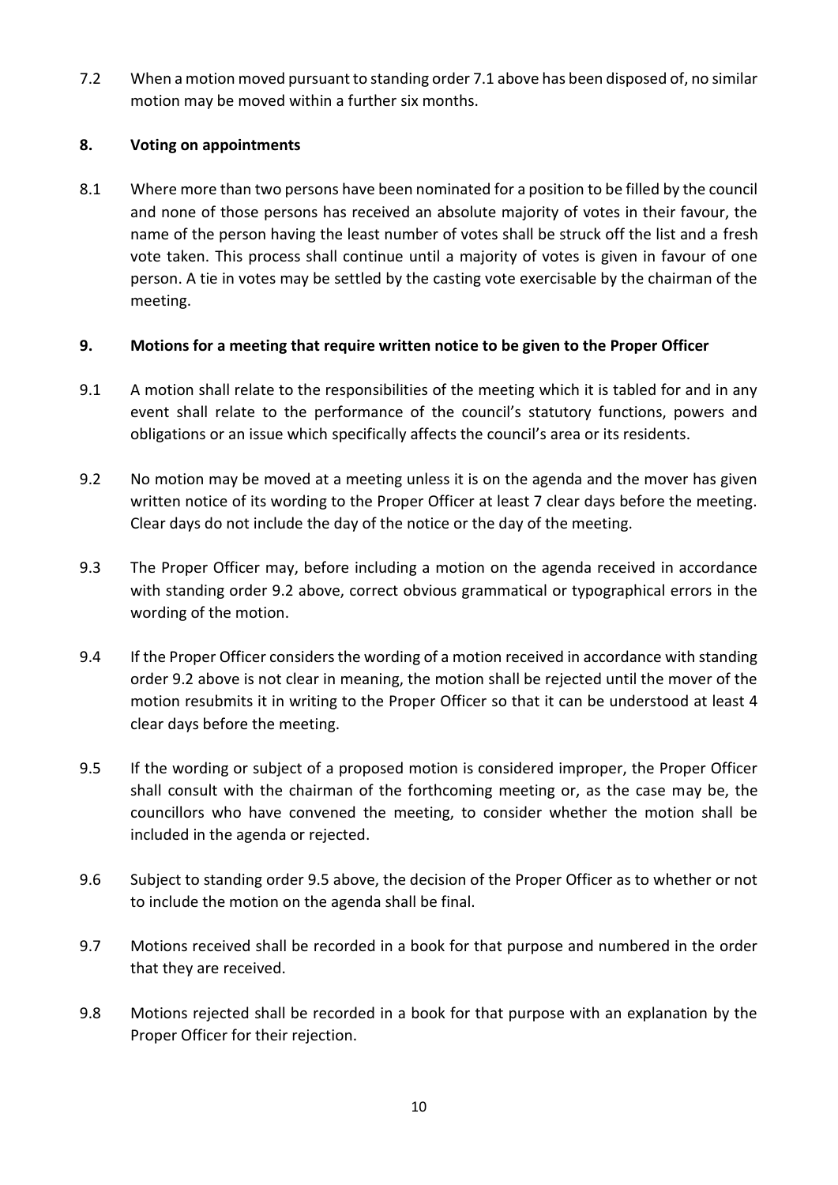7.2 When a motion moved pursuant to standing order 7.1 above has been disposed of, no similar motion may be moved within a further six months.

## 8. Voting on appointments

8.1 Where more than two persons have been nominated for a position to be filled by the council and none of those persons has received an absolute majority of votes in their favour, the name of the person having the least number of votes shall be struck off the list and a fresh vote taken. This process shall continue until a majority of votes is given in favour of one person. A tie in votes may be settled by the casting vote exercisable by the chairman of the meeting.

## 9. Motions for a meeting that require written notice to be given to the Proper Officer

9.1 A motion shall relate to the responsibilities of the meeting which it is tabled for and in any event shall relate to the performance of the council's statutory functions, powers and obligations or an issue which specifically affects the council's area or its residents.

9.2 No motion may be moved at a meeting unless it is on the agenda and the mover has given written notice of its wording to the Proper Officer at least 7 clear days before the meeting. Clear days do not include the day of the notice or the day of the meeting.

9.3 The Proper Officer may, before including a motion on the agenda received in accordance with standing order 9.2 above, correct obvious grammatical or typographical errors in the wording of the motion.

9.4 If the Proper Officer considers the wording of a motion received in accordance with standing order 9.2 above is not clear in meaning, the motion shall be rejected until the mover of the motion resubmits it in writing to the Proper Officer so that it can be understood at least 4 clear days before the meeting.

9.5 If the wording or subject of a proposed motion is considered improper, the Proper Officer shall consult with the chairman of the forthcoming meeting or, as the case may be, the councillors who have convened the meeting, to consider whether the motion shall be included in the agenda or rejected.

9.6 Subject to standing order 9.5 above, the decision of the Proper Officer as to whether or not to include the motion on the agenda shall be final.

9.7 Motions received shall be recorded in a book for that purpose and numbered in the order that they are received.

9.8 Motions rejected shall be recorded in a book for that purpose with an explanation by the Proper Officer for their rejection.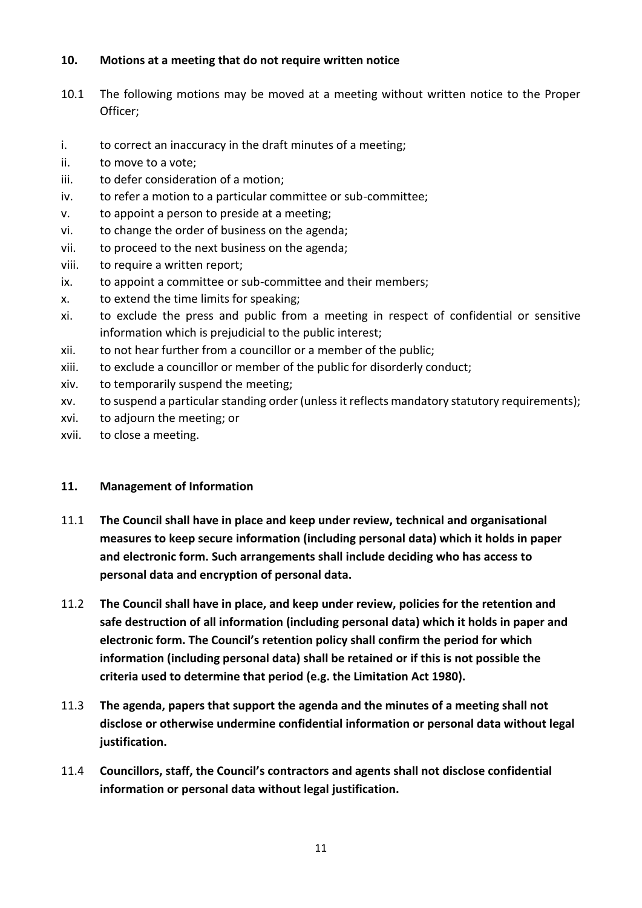## 10. Motions at a meeting that do not require written notice

10.1 The following motions may be moved at a meeting without written notice to the Proper Officer;

i. to correct an inaccuracy in the draft minutes of a meeting;
ii. to move to a vote;
iii. to defer consideration of a motion;
iv. to refer a motion to a particular committee or sub-committee;
v. to appoint a person to preside at a meeting;
vi. to change the order of business on the agenda;
vii. to proceed to the next business on the agenda;
viii. to require a written report;
ix. to appoint a committee or sub-committee and their members;
x. to extend the time limits for speaking;
xi. to exclude the press and public from a meeting in respect of confidential or sensitive information which is prejudicial to the public interest;
xii. to not hear further from a councillor or a member of the public;
xiii. to exclude a councillor or member of the public for disorderly conduct;
xiv. to temporarily suspend the meeting;
xv. to suspend a particular standing order (unless it reflects mandatory statutory requirements);
xvi. to adjourn the meeting; or
xvii. to close a meeting.

## 11. Management of Information

11.1 **The Council shall have in place and keep under review, technical and organisational measures to keep secure information (including personal data) which it holds in paper and electronic form. Such arrangements shall include deciding who has access to personal data and encryption of personal data.**

11.2 **The Council shall have in place, and keep under review, policies for the retention and safe destruction of all information (including personal data) which it holds in paper and electronic form. The Council's retention policy shall confirm the period for which information (including personal data) shall be retained or if this is not possible the criteria used to determine that period (e.g. the Limitation Act 1980).**

11.3 **The agenda, papers that support the agenda and the minutes of a meeting shall not disclose or otherwise undermine confidential information or personal data without legal justification.**

11.4 **Councillors, staff, the Council's contractors and agents shall not disclose confidential information or personal data without legal justification.**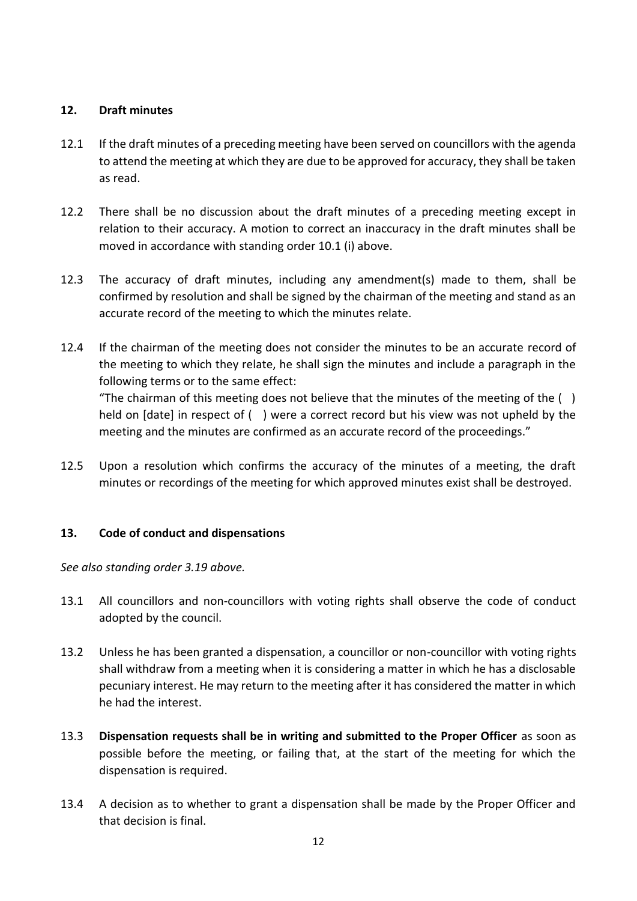## 12. Draft minutes

12.1 If the draft minutes of a preceding meeting have been served on councillors with the agenda to attend the meeting at which they are due to be approved for accuracy, they shall be taken as read.

12.2 There shall be no discussion about the draft minutes of a preceding meeting except in relation to their accuracy. A motion to correct an inaccuracy in the draft minutes shall be moved in accordance with standing order 10.1 (i) above.

12.3 The accuracy of draft minutes, including any amendment(s) made to them, shall be confirmed by resolution and shall be signed by the chairman of the meeting and stand as an accurate record of the meeting to which the minutes relate.

12.4 If the chairman of the meeting does not consider the minutes to be an accurate record of the meeting to which they relate, he shall sign the minutes and include a paragraph in the following terms or to the same effect:
"The chairman of this meeting does not believe that the minutes of the meeting of the ( ) held on [date] in respect of ( ) were a correct record but his view was not upheld by the meeting and the minutes are confirmed as an accurate record of the proceedings."

12.5 Upon a resolution which confirms the accuracy of the minutes of a meeting, the draft minutes or recordings of the meeting for which approved minutes exist shall be destroyed.

## 13. Code of conduct and dispensations

*See also standing order 3.19 above.*

13.1 All councillors and non-councillors with voting rights shall observe the code of conduct adopted by the council.

13.2 Unless he has been granted a dispensation, a councillor or non-councillor with voting rights shall withdraw from a meeting when it is considering a matter in which he has a disclosable pecuniary interest. He may return to the meeting after it has considered the matter in which he had the interest.

13.3 **Dispensation requests shall be in writing and submitted to the Proper Officer** as soon as possible before the meeting, or failing that, at the start of the meeting for which the dispensation is required.

13.4 A decision as to whether to grant a dispensation shall be made by the Proper Officer and that decision is final.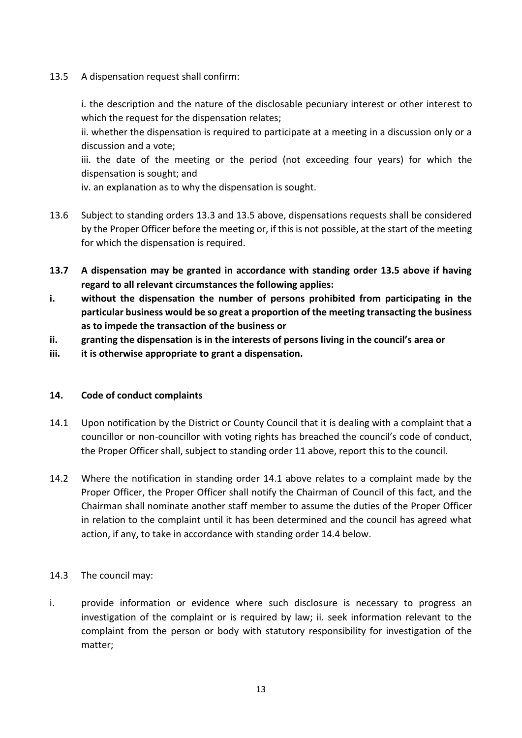13.5 A dispensation request shall confirm:

i. the description and the nature of the disclosable pecuniary interest or other interest to which the request for the dispensation relates;

ii. whether the dispensation is required to participate at a meeting in a discussion only or a discussion and a vote;

iii. the date of the meeting or the period (not exceeding four years) for which the dispensation is sought; and

iv. an explanation as to why the dispensation is sought.

13.6 Subject to standing orders 13.3 and 13.5 above, dispensations requests shall be considered by the Proper Officer before the meeting or, if this is not possible, at the start of the meeting for which the dispensation is required.

**13.7 A dispensation may be granted in accordance with standing order 13.5 above if having regard to all relevant circumstances the following applies:**

**i. without the dispensation the number of persons prohibited from participating in the particular business would be so great a proportion of the meeting transacting the business as to impede the transaction of the business or**

**ii. granting the dispensation is in the interests of persons living in the council's area or**

**iii. it is otherwise appropriate to grant a dispensation.**

## 14. Code of conduct complaints

14.1 Upon notification by the District or County Council that it is dealing with a complaint that a councillor or non-councillor with voting rights has breached the council's code of conduct, the Proper Officer shall, subject to standing order 11 above, report this to the council.

14.2 Where the notification in standing order 14.1 above relates to a complaint made by the Proper Officer, the Proper Officer shall notify the Chairman of Council of this fact, and the Chairman shall nominate another staff member to assume the duties of the Proper Officer in relation to the complaint until it has been determined and the council has agreed what action, if any, to take in accordance with standing order 14.4 below.

14.3 The council may:

i. provide information or evidence where such disclosure is necessary to progress an investigation of the complaint or is required by law; ii. seek information relevant to the complaint from the person or body with statutory responsibility for investigation of the matter;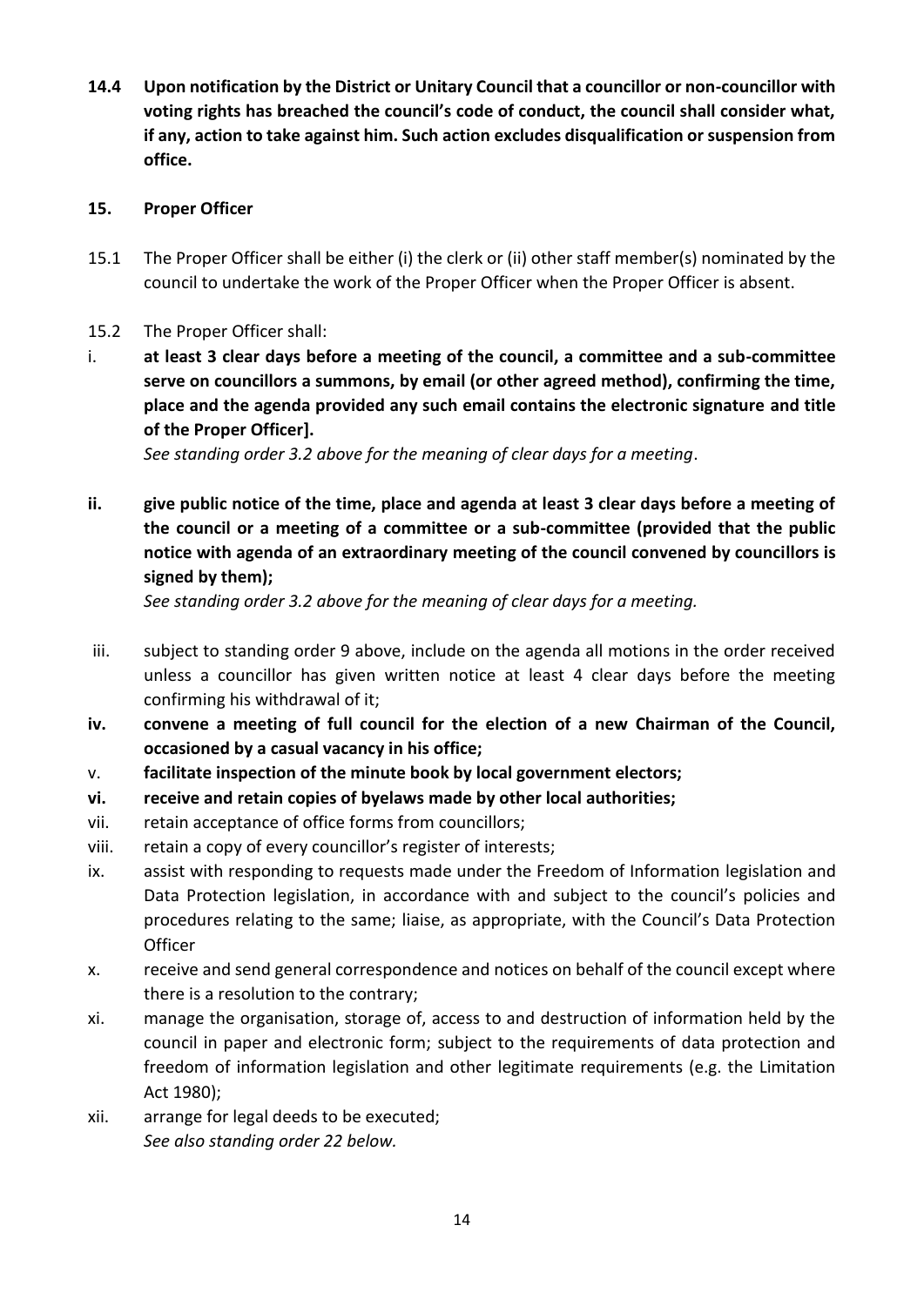**14.4 Upon notification by the District or Unitary Council that a councillor or non-councillor with voting rights has breached the council's code of conduct, the council shall consider what, if any, action to take against him. Such action excludes disqualification or suspension from office.**

## 15. Proper Officer

15.1 The Proper Officer shall be either (i) the clerk or (ii) other staff member(s) nominated by the council to undertake the work of the Proper Officer when the Proper Officer is absent.

15.2 The Proper Officer shall:

i. **at least 3 clear days before a meeting of the council, a committee and a sub-committee serve on councillors a summons, by email (or other agreed method), confirming the time, place and the agenda provided any such email contains the electronic signature and title of the Proper Officer].**
*See standing order 3.2 above for the meaning of clear days for a meeting*.

**ii. give public notice of the time, place and agenda at least 3 clear days before a meeting of the council or a meeting of a committee or a sub-committee (provided that the public notice with agenda of an extraordinary meeting of the council convened by councillors is signed by them);**
*See standing order 3.2 above for the meaning of clear days for a meeting.*

iii. subject to standing order 9 above, include on the agenda all motions in the order received unless a councillor has given written notice at least 4 clear days before the meeting confirming his withdrawal of it;

**iv. convene a meeting of full council for the election of a new Chairman of the Council, occasioned by a casual vacancy in his office;**

v. **facilitate inspection of the minute book by local government electors;**

**vi. receive and retain copies of byelaws made by other local authorities;**

vii. retain acceptance of office forms from councillors;

viii. retain a copy of every councillor's register of interests;

ix. assist with responding to requests made under the Freedom of Information legislation and Data Protection legislation, in accordance with and subject to the council's policies and procedures relating to the same; liaise, as appropriate, with the Council's Data Protection Officer

x. receive and send general correspondence and notices on behalf of the council except where there is a resolution to the contrary;

xi. manage the organisation, storage of, access to and destruction of information held by the council in paper and electronic form; subject to the requirements of data protection and freedom of information legislation and other legitimate requirements (e.g. the Limitation Act 1980);

xii. arrange for legal deeds to be executed;
*See also standing order 22 below.*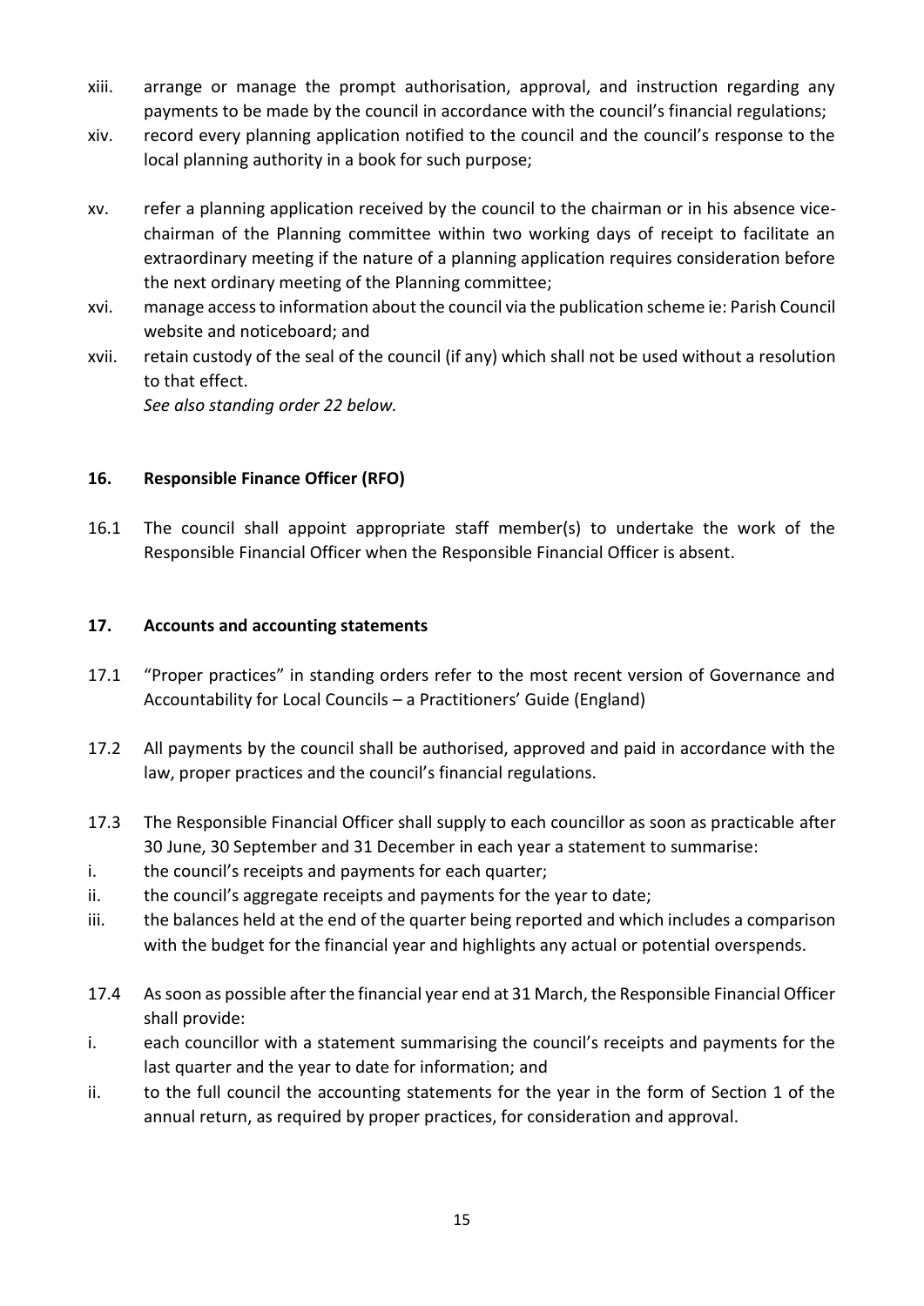xiii. arrange or manage the prompt authorisation, approval, and instruction regarding any payments to be made by the council in accordance with the council's financial regulations;

xiv. record every planning application notified to the council and the council's response to the local planning authority in a book for such purpose;

xv. refer a planning application received by the council to the chairman or in his absence vice-chairman of the Planning committee within two working days of receipt to facilitate an extraordinary meeting if the nature of a planning application requires consideration before the next ordinary meeting of the Planning committee;

xvi. manage access to information about the council via the publication scheme ie: Parish Council website and noticeboard; and

xvii. retain custody of the seal of the council (if any) which shall not be used without a resolution to that effect.

*See also standing order 22 below.*

## 16. Responsible Finance Officer (RFO)

16.1 The council shall appoint appropriate staff member(s) to undertake the work of the Responsible Financial Officer when the Responsible Financial Officer is absent.

## 17. Accounts and accounting statements

17.1 "Proper practices" in standing orders refer to the most recent version of Governance and Accountability for Local Councils – a Practitioners' Guide (England)

17.2 All payments by the council shall be authorised, approved and paid in accordance with the law, proper practices and the council's financial regulations.

17.3 The Responsible Financial Officer shall supply to each councillor as soon as practicable after 30 June, 30 September and 31 December in each year a statement to summarise:

i. the council's receipts and payments for each quarter;

ii. the council's aggregate receipts and payments for the year to date;

iii. the balances held at the end of the quarter being reported and which includes a comparison with the budget for the financial year and highlights any actual or potential overspends.

17.4 As soon as possible after the financial year end at 31 March, the Responsible Financial Officer shall provide:

i. each councillor with a statement summarising the council's receipts and payments for the last quarter and the year to date for information; and

ii. to the full council the accounting statements for the year in the form of Section 1 of the annual return, as required by proper practices, for consideration and approval.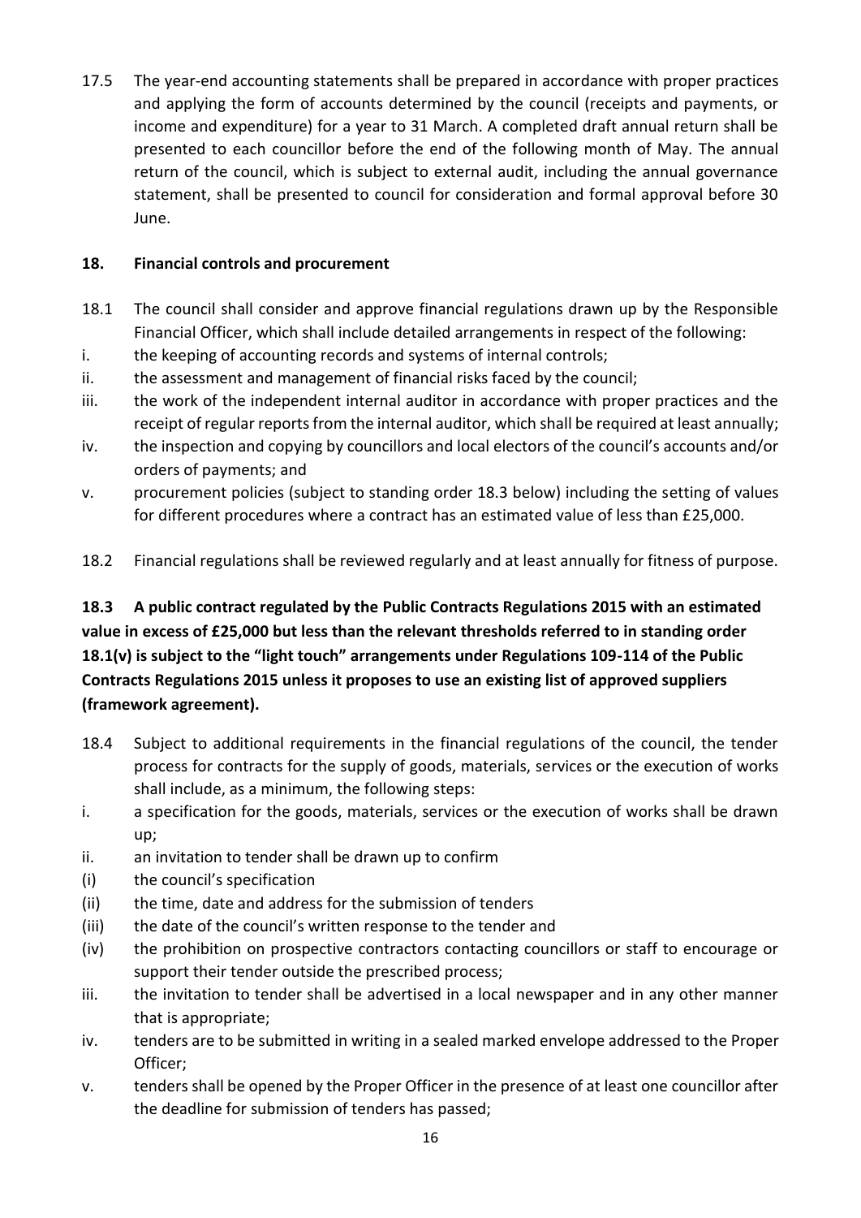17.5 The year-end accounting statements shall be prepared in accordance with proper practices and applying the form of accounts determined by the council (receipts and payments, or income and expenditure) for a year to 31 March. A completed draft annual return shall be presented to each councillor before the end of the following month of May. The annual return of the council, which is subject to external audit, including the annual governance statement, shall be presented to council for consideration and formal approval before 30 June.

## 18. Financial controls and procurement

18.1 The council shall consider and approve financial regulations drawn up by the Responsible Financial Officer, which shall include detailed arrangements in respect of the following:

i. the keeping of accounting records and systems of internal controls;

ii. the assessment and management of financial risks faced by the council;

iii. the work of the independent internal auditor in accordance with proper practices and the receipt of regular reports from the internal auditor, which shall be required at least annually;

iv. the inspection and copying by councillors and local electors of the council's accounts and/or orders of payments; and

v. procurement policies (subject to standing order 18.3 below) including the setting of values for different procedures where a contract has an estimated value of less than £25,000.

18.2 Financial regulations shall be reviewed regularly and at least annually for fitness of purpose.

**18.3 A public contract regulated by the Public Contracts Regulations 2015 with an estimated value in excess of £25,000 but less than the relevant thresholds referred to in standing order 18.1(v) is subject to the "light touch" arrangements under Regulations 109-114 of the Public Contracts Regulations 2015 unless it proposes to use an existing list of approved suppliers (framework agreement).**

18.4 Subject to additional requirements in the financial regulations of the council, the tender process for contracts for the supply of goods, materials, services or the execution of works shall include, as a minimum, the following steps:

i. a specification for the goods, materials, services or the execution of works shall be drawn up;

ii. an invitation to tender shall be drawn up to confirm

(i) the council's specification

(ii) the time, date and address for the submission of tenders

(iii) the date of the council's written response to the tender and

(iv) the prohibition on prospective contractors contacting councillors or staff to encourage or support their tender outside the prescribed process;

iii. the invitation to tender shall be advertised in a local newspaper and in any other manner that is appropriate;

iv. tenders are to be submitted in writing in a sealed marked envelope addressed to the Proper Officer;

v. tenders shall be opened by the Proper Officer in the presence of at least one councillor after the deadline for submission of tenders has passed;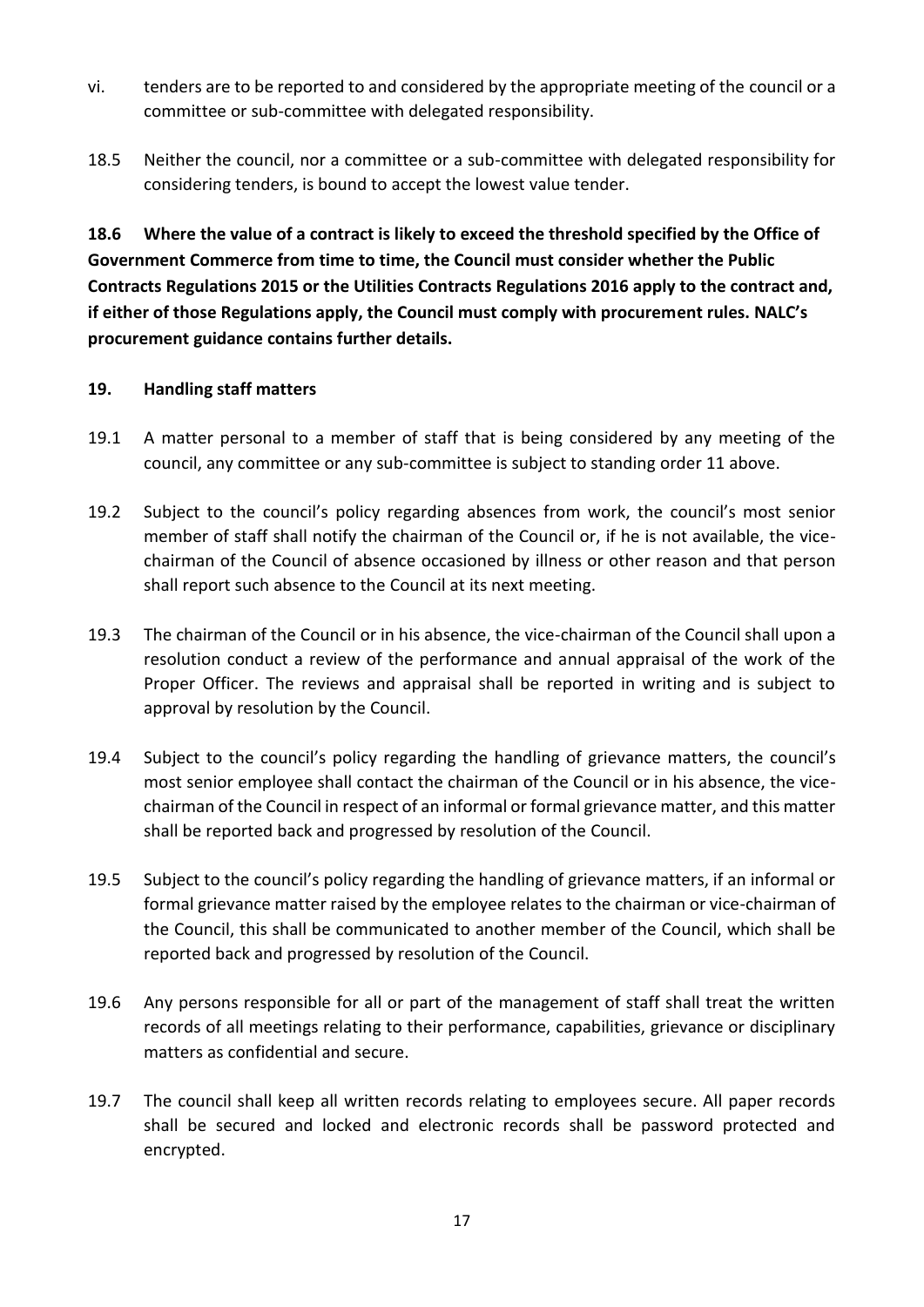vi. tenders are to be reported to and considered by the appropriate meeting of the council or a committee or sub-committee with delegated responsibility.

18.5 Neither the council, nor a committee or a sub-committee with delegated responsibility for considering tenders, is bound to accept the lowest value tender.

**18.6 Where the value of a contract is likely to exceed the threshold specified by the Office of Government Commerce from time to time, the Council must consider whether the Public Contracts Regulations 2015 or the Utilities Contracts Regulations 2016 apply to the contract and, if either of those Regulations apply, the Council must comply with procurement rules. NALC's procurement guidance contains further details.**

## 19. Handling staff matters

19.1 A matter personal to a member of staff that is being considered by any meeting of the council, any committee or any sub-committee is subject to standing order 11 above.

19.2 Subject to the council's policy regarding absences from work, the council's most senior member of staff shall notify the chairman of the Council or, if he is not available, the vice-chairman of the Council of absence occasioned by illness or other reason and that person shall report such absence to the Council at its next meeting.

19.3 The chairman of the Council or in his absence, the vice-chairman of the Council shall upon a resolution conduct a review of the performance and annual appraisal of the work of the Proper Officer. The reviews and appraisal shall be reported in writing and is subject to approval by resolution by the Council.

19.4 Subject to the council's policy regarding the handling of grievance matters, the council's most senior employee shall contact the chairman of the Council or in his absence, the vice-chairman of the Council in respect of an informal or formal grievance matter, and this matter shall be reported back and progressed by resolution of the Council.

19.5 Subject to the council's policy regarding the handling of grievance matters, if an informal or formal grievance matter raised by the employee relates to the chairman or vice-chairman of the Council, this shall be communicated to another member of the Council, which shall be reported back and progressed by resolution of the Council.

19.6 Any persons responsible for all or part of the management of staff shall treat the written records of all meetings relating to their performance, capabilities, grievance or disciplinary matters as confidential and secure.

19.7 The council shall keep all written records relating to employees secure. All paper records shall be secured and locked and electronic records shall be password protected and encrypted.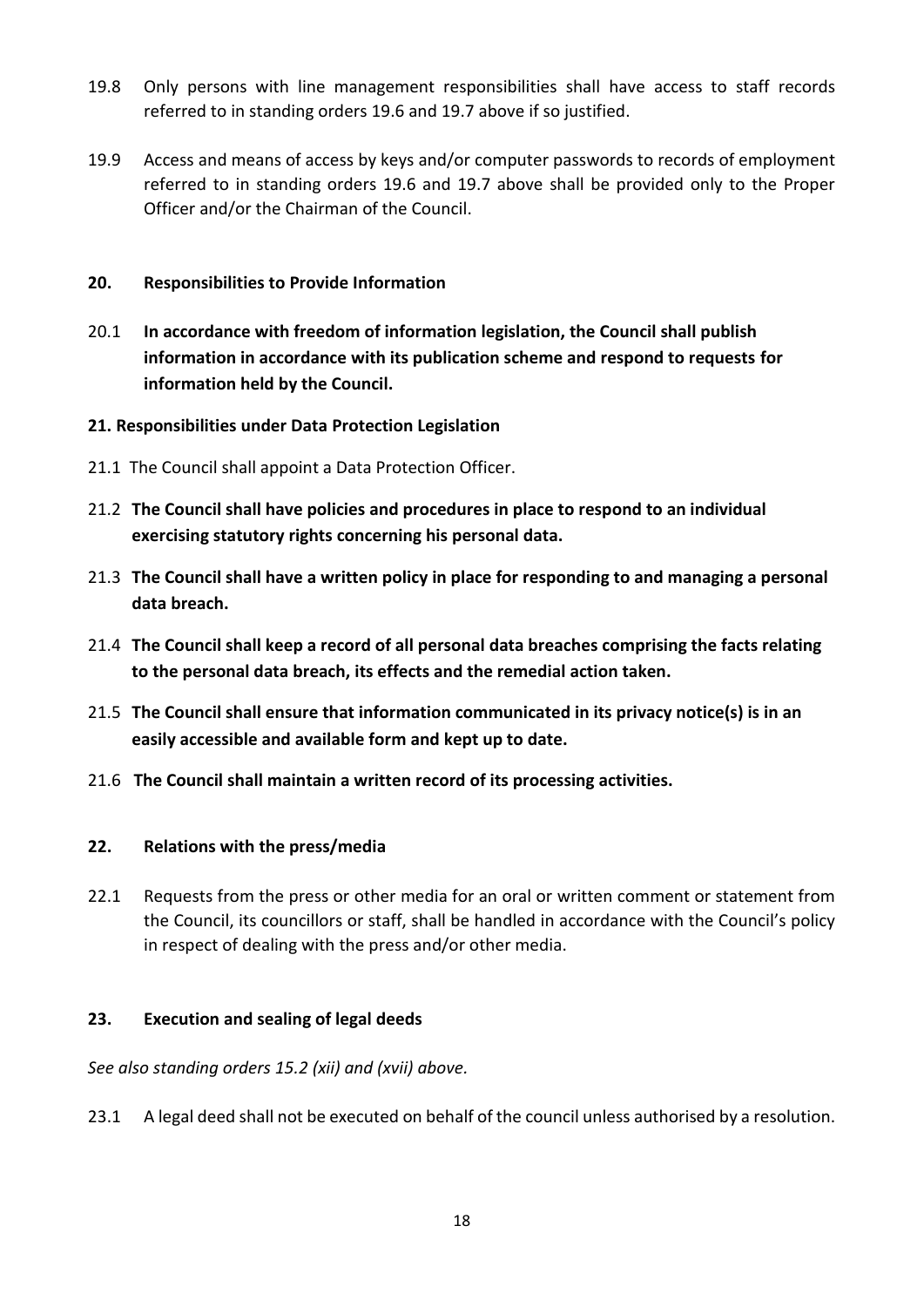19.8 Only persons with line management responsibilities shall have access to staff records referred to in standing orders 19.6 and 19.7 above if so justified.

19.9 Access and means of access by keys and/or computer passwords to records of employment referred to in standing orders 19.6 and 19.7 above shall be provided only to the Proper Officer and/or the Chairman of the Council.

## 20. Responsibilities to Provide Information

20.1 **In accordance with freedom of information legislation, the Council shall publish information in accordance with its publication scheme and respond to requests for information held by the Council.**

## 21. Responsibilities under Data Protection Legislation

21.1 The Council shall appoint a Data Protection Officer.

21.2 **The Council shall have policies and procedures in place to respond to an individual exercising statutory rights concerning his personal data.**

21.3 **The Council shall have a written policy in place for responding to and managing a personal data breach.**

21.4 **The Council shall keep a record of all personal data breaches comprising the facts relating to the personal data breach, its effects and the remedial action taken.**

21.5 **The Council shall ensure that information communicated in its privacy notice(s) is in an easily accessible and available form and kept up to date.**

21.6 **The Council shall maintain a written record of its processing activities.**

## 22. Relations with the press/media

22.1 Requests from the press or other media for an oral or written comment or statement from the Council, its councillors or staff, shall be handled in accordance with the Council's policy in respect of dealing with the press and/or other media.

## 23. Execution and sealing of legal deeds

*See also standing orders 15.2 (xii) and (xvii) above.*

23.1 A legal deed shall not be executed on behalf of the council unless authorised by a resolution.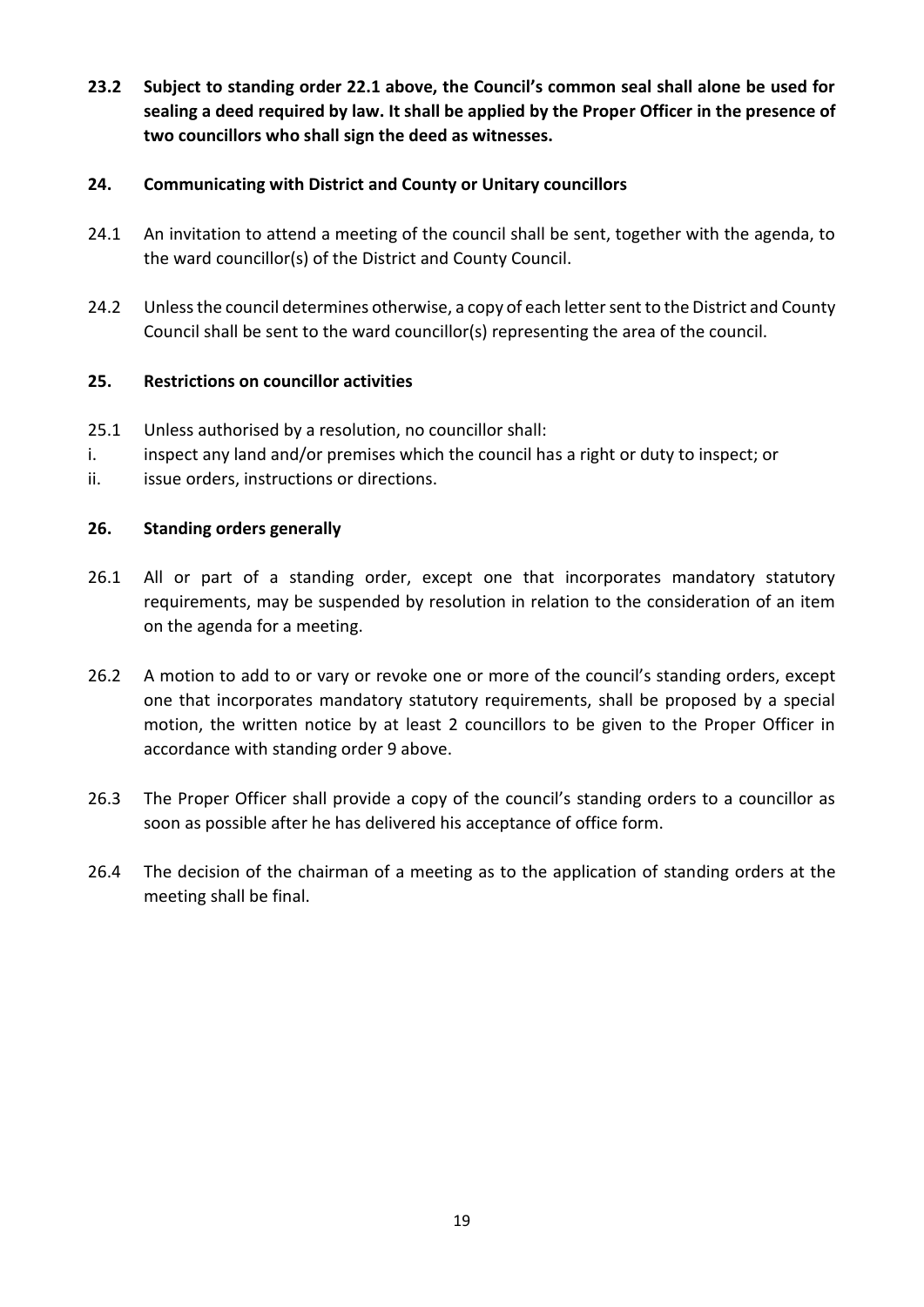**23.2 Subject to standing order 22.1 above, the Council's common seal shall alone be used for sealing a deed required by law. It shall be applied by the Proper Officer in the presence of two councillors who shall sign the deed as witnesses.**

## 24. Communicating with District and County or Unitary councillors

24.1 An invitation to attend a meeting of the council shall be sent, together with the agenda, to the ward councillor(s) of the District and County Council.

24.2 Unless the council determines otherwise, a copy of each letter sent to the District and County Council shall be sent to the ward councillor(s) representing the area of the council.

## 25. Restrictions on councillor activities

25.1 Unless authorised by a resolution, no councillor shall:

i. inspect any land and/or premises which the council has a right or duty to inspect; or

ii. issue orders, instructions or directions.

## 26. Standing orders generally

26.1 All or part of a standing order, except one that incorporates mandatory statutory requirements, may be suspended by resolution in relation to the consideration of an item on the agenda for a meeting.

26.2 A motion to add to or vary or revoke one or more of the council's standing orders, except one that incorporates mandatory statutory requirements, shall be proposed by a special motion, the written notice by at least 2 councillors to be given to the Proper Officer in accordance with standing order 9 above.

26.3 The Proper Officer shall provide a copy of the council's standing orders to a councillor as soon as possible after he has delivered his acceptance of office form.

26.4 The decision of the chairman of a meeting as to the application of standing orders at the meeting shall be final.